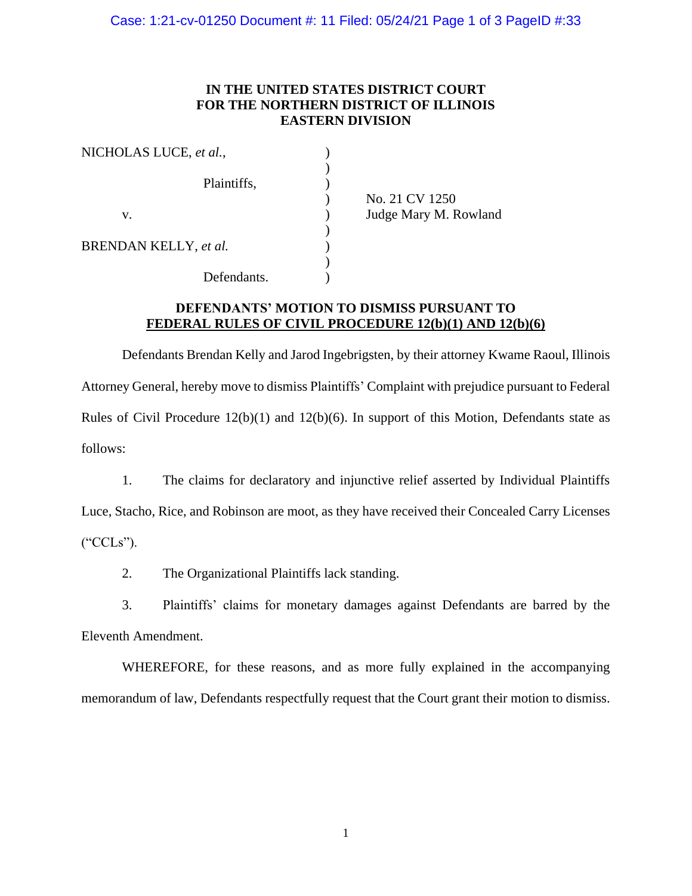**IN THE UNITED STATES DISTRICT COURT**
**FOR THE NORTHERN DISTRICT OF ILLINOIS**
**EASTERN DIVISION**

| | | |
|---|---|---|
| NICHOLAS LUCE, *et al.*, | ) | |
| | ) | |
| Plaintiffs, | ) | |
| | ) | No. 21 CV 1250 |
| v. | ) | Judge Mary M. Rowland |
| | ) | |
| BRENDAN KELLY, *et al.* | ) | |
| | ) | |
| Defendants. | ) | |

**DEFENDANTS' MOTION TO DISMISS PURSUANT TO**
**<u>FEDERAL RULES OF CIVIL PROCEDURE 12(b)(1) AND 12(b)(6)</u>**

Defendants Brendan Kelly and Jarod Ingebrigsten, by their attorney Kwame Raoul, Illinois Attorney General, hereby move to dismiss Plaintiffs' Complaint with prejudice pursuant to Federal Rules of Civil Procedure 12(b)(1) and 12(b)(6). In support of this Motion, Defendants state as follows:

1. The claims for declaratory and injunctive relief asserted by Individual Plaintiffs Luce, Stacho, Rice, and Robinson are moot, as they have received their Concealed Carry Licenses ("CCLs").

2. The Organizational Plaintiffs lack standing.

3. Plaintiffs' claims for monetary damages against Defendants are barred by the Eleventh Amendment.

WHEREFORE, for these reasons, and as more fully explained in the accompanying memorandum of law, Defendants respectfully request that the Court grant their motion to dismiss.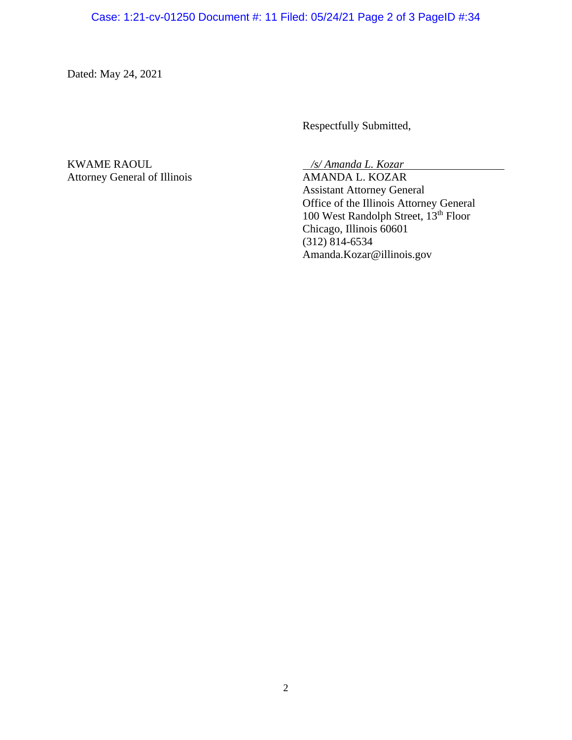Dated: May 24, 2021

Respectfully Submitted,

KWAME RAOUL
Attorney General of Illinois

*/s/ Amanda L. Kozar*
AMANDA L. KOZAR
Assistant Attorney General
Office of the Illinois Attorney General
100 West Randolph Street, 13th Floor
Chicago, Illinois 60601
(312) 814-6534
Amanda.Kozar@illinois.gov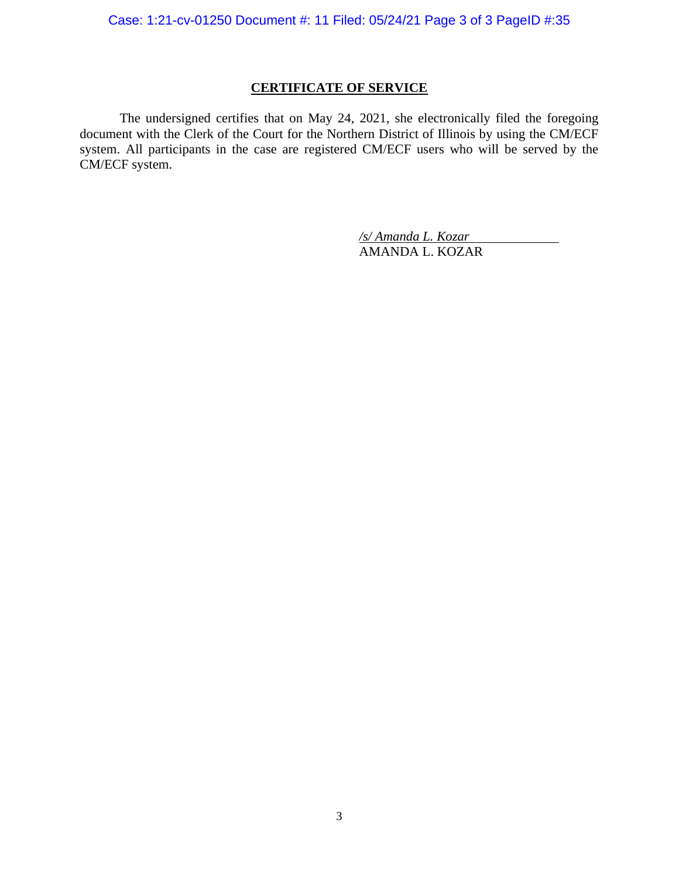## CERTIFICATE OF SERVICE

The undersigned certifies that on May 24, 2021, she electronically filed the foregoing document with the Clerk of the Court for the Northern District of Illinois by using the CM/ECF system. All participants in the case are registered CM/ECF users who will be served by the CM/ECF system.

*/s/ Amanda L. Kozar*
AMANDA L. KOZAR